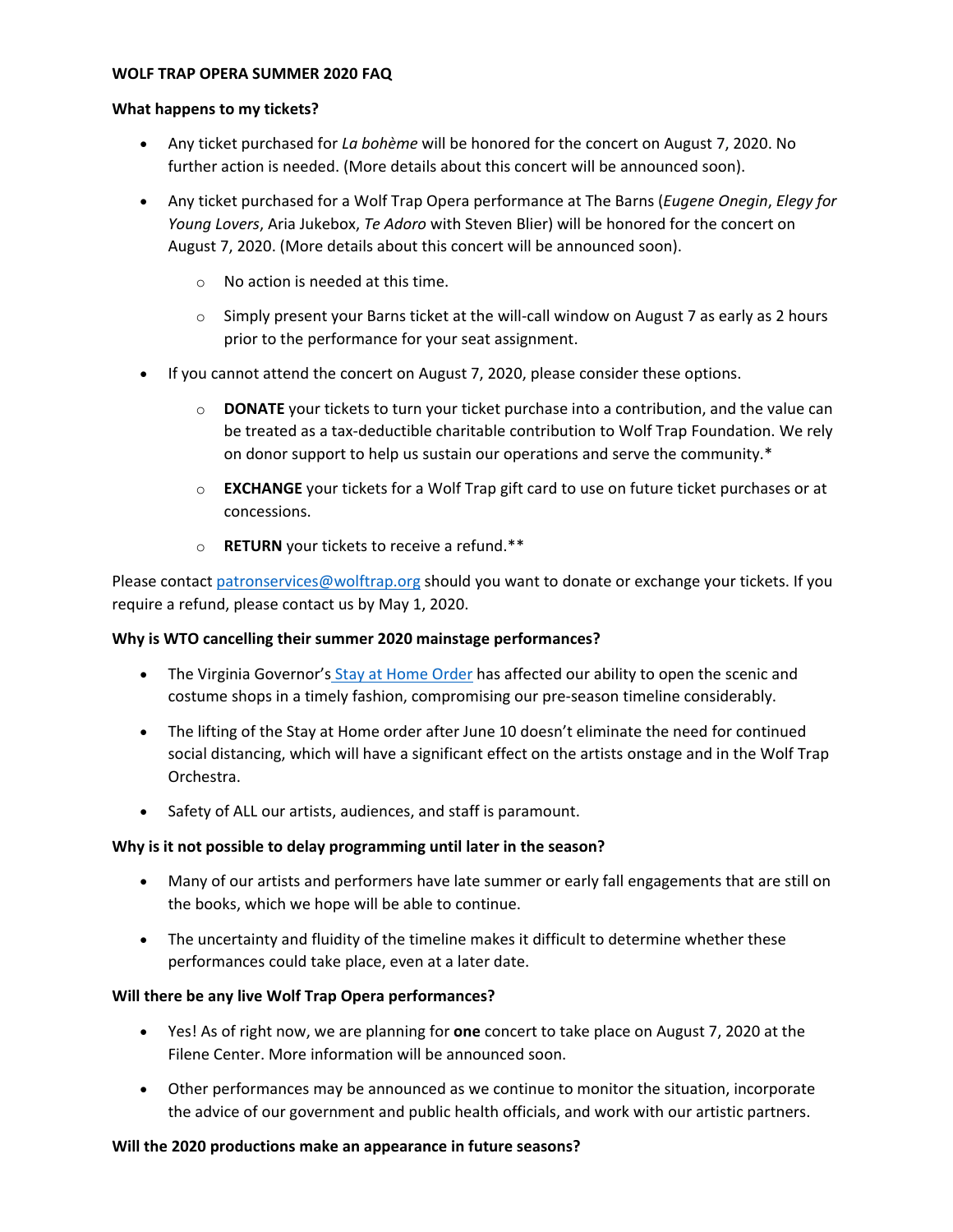**WOLF TRAP OPERA SUMMER 2020 FAQ**

**What happens to my tickets?**

- Any ticket purchased for *La bohème* will be honored for the concert on August 7, 2020. No further action is needed. (More details about this concert will be announced soon).
- Any ticket purchased for a Wolf Trap Opera performance at The Barns (*Eugene Onegin*, *Elegy for Young Lovers*, Aria Jukebox, *Te Adoro* with Steven Blier) will be honored for the concert on August 7, 2020. (More details about this concert will be announced soon).
  - No action is needed at this time.
  - Simply present your Barns ticket at the will-call window on August 7 as early as 2 hours prior to the performance for your seat assignment.
- If you cannot attend the concert on August 7, 2020, please consider these options.
  - **DONATE** your tickets to turn your ticket purchase into a contribution, and the value can be treated as a tax-deductible charitable contribution to Wolf Trap Foundation. We rely on donor support to help us sustain our operations and serve the community.*
  - **EXCHANGE** your tickets for a Wolf Trap gift card to use on future ticket purchases or at concessions.
  - **RETURN** your tickets to receive a refund.**

Please contact patronservices@wolftrap.org should you want to donate or exchange your tickets. If you require a refund, please contact us by May 1, 2020.

**Why is WTO cancelling their summer 2020 mainstage performances?**

- The Virginia Governor's Stay at Home Order has affected our ability to open the scenic and costume shops in a timely fashion, compromising our pre-season timeline considerably.
- The lifting of the Stay at Home order after June 10 doesn't eliminate the need for continued social distancing, which will have a significant effect on the artists onstage and in the Wolf Trap Orchestra.
- Safety of ALL our artists, audiences, and staff is paramount.

**Why is it not possible to delay programming until later in the season?**

- Many of our artists and performers have late summer or early fall engagements that are still on the books, which we hope will be able to continue.
- The uncertainty and fluidity of the timeline makes it difficult to determine whether these performances could take place, even at a later date.

**Will there be any live Wolf Trap Opera performances?**

- Yes! As of right now, we are planning for **one** concert to take place on August 7, 2020 at the Filene Center. More information will be announced soon.
- Other performances may be announced as we continue to monitor the situation, incorporate the advice of our government and public health officials, and work with our artistic partners.

**Will the 2020 productions make an appearance in future seasons?**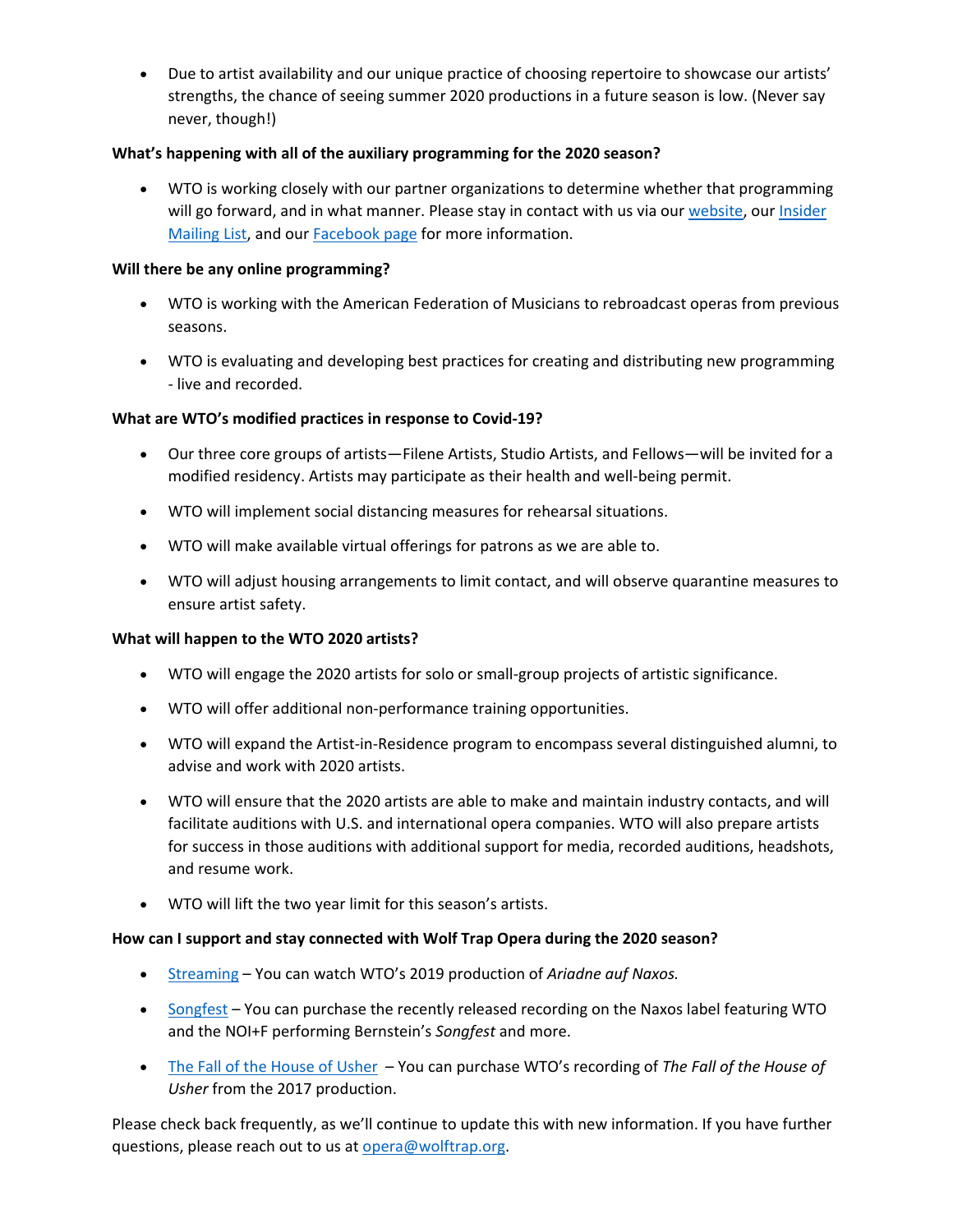- Due to artist availability and our unique practice of choosing repertoire to showcase our artists' strengths, the chance of seeing summer 2020 productions in a future season is low. (Never say never, though!)

**What's happening with all of the auxiliary programming for the 2020 season?**

- WTO is working closely with our partner organizations to determine whether that programming will go forward, and in what manner. Please stay in contact with us via our website, our Insider Mailing List, and our Facebook page for more information.

**Will there be any online programming?**

- WTO is working with the American Federation of Musicians to rebroadcast operas from previous seasons.
- WTO is evaluating and developing best practices for creating and distributing new programming - live and recorded.

**What are WTO's modified practices in response to Covid-19?**

- Our three core groups of artists—Filene Artists, Studio Artists, and Fellows—will be invited for a modified residency. Artists may participate as their health and well-being permit.
- WTO will implement social distancing measures for rehearsal situations.
- WTO will make available virtual offerings for patrons as we are able to.
- WTO will adjust housing arrangements to limit contact, and will observe quarantine measures to ensure artist safety.

**What will happen to the WTO 2020 artists?**

- WTO will engage the 2020 artists for solo or small-group projects of artistic significance.
- WTO will offer additional non-performance training opportunities.
- WTO will expand the Artist-in-Residence program to encompass several distinguished alumni, to advise and work with 2020 artists.
- WTO will ensure that the 2020 artists are able to make and maintain industry contacts, and will facilitate auditions with U.S. and international opera companies. WTO will also prepare artists for success in those auditions with additional support for media, recorded auditions, headshots, and resume work.
- WTO will lift the two year limit for this season's artists.

**How can I support and stay connected with Wolf Trap Opera during the 2020 season?**

- Streaming – You can watch WTO's 2019 production of *Ariadne auf Naxos.*
- Songfest – You can purchase the recently released recording on the Naxos label featuring WTO and the NOI+F performing Bernstein's *Songfest* and more.
- The Fall of the House of Usher – You can purchase WTO's recording of *The Fall of the House of Usher* from the 2017 production.

Please check back frequently, as we'll continue to update this with new information. If you have further questions, please reach out to us at opera@wolftrap.org.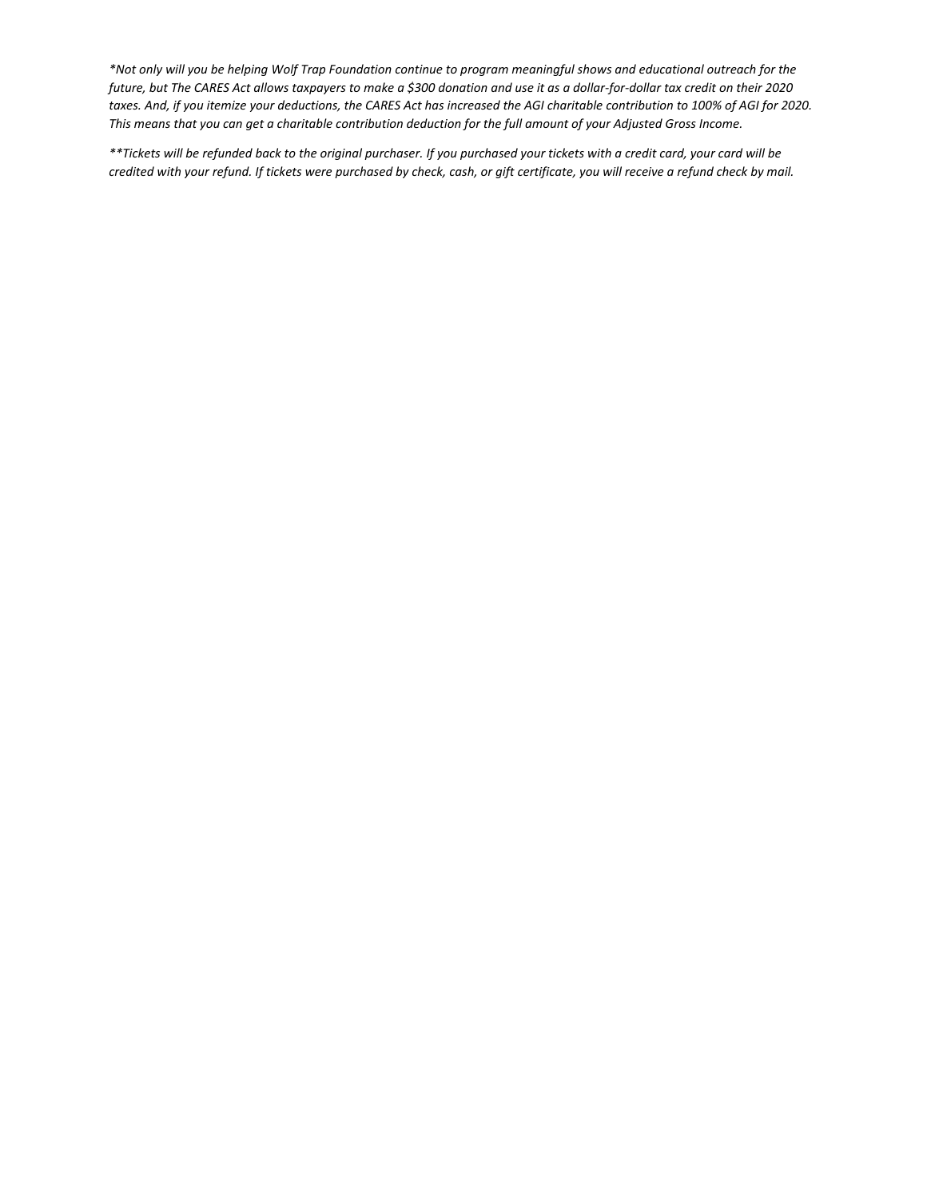*\*Not only will you be helping Wolf Trap Foundation continue to program meaningful shows and educational outreach for the future, but The CARES Act allows taxpayers to make a $300 donation and use it as a dollar-for-dollar tax credit on their 2020 taxes. And, if you itemize your deductions, the CARES Act has increased the AGI charitable contribution to 100% of AGI for 2020. This means that you can get a charitable contribution deduction for the full amount of your Adjusted Gross Income.*

*\*\*Tickets will be refunded back to the original purchaser. If you purchased your tickets with a credit card, your card will be credited with your refund. If tickets were purchased by check, cash, or gift certificate, you will receive a refund check by mail.*